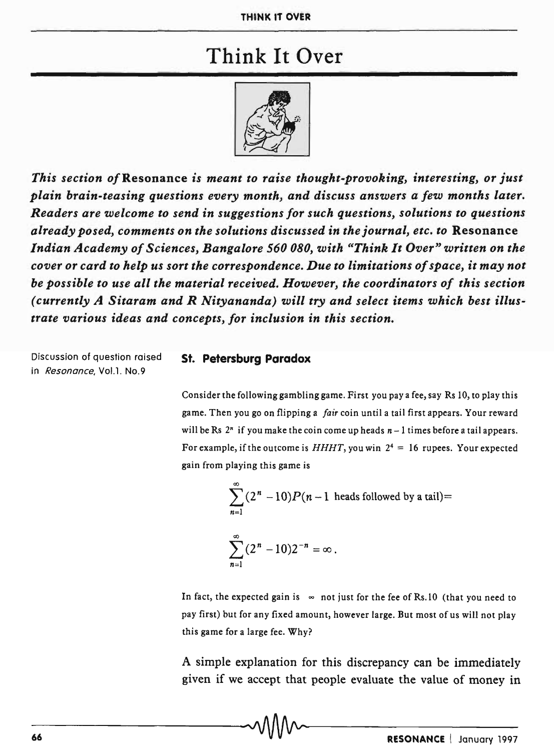# Think It Over

*This section of* **Resonance** *is meant to raise thought-provoking, interesting, or just plain brain-teasing questions every month, and discuss answers a few months later. Readers are welcome to send in suggestions for such questions, solutions to questions already posed, comments on the solutions discussed in the journal, etc. to* **Resonance** *Indian Academy of Sciences, Bangalore 560 080, with "Think It Over" written on the cover or card to help us sort the correspondence. Due to limitations of space, it may not be possible to use all the material received. However, the coordinators of this section (currently A Sitaram and R Nityananda) will try and select items which best illustrate various ideas and concepts, for inclusion in this section.*

Discussion of question raised in *Resonance*, Vol.1. No.9

## St. Petersburg Paradox

Consider the following gambling game. First you pay a fee, say Rs 10, to play this game. Then you go on flipping a *fair* coin until a tail first appears. Your reward will be Rs $2^n$ if you make the coin come up heads $n-1$ times before a tail appears. For example, if the outcome is *HHHT*, you win $2^4 = 16$ rupees. Your expected gain from playing this game is

$$\sum_{n=1}^{\infty}(2^n - 10)P(n-1 \text{ heads followed by a tail})=$$

$$\sum_{n=1}^{\infty}(2^n - 10)2^{-n} = \infty.$$

In fact, the expected gain is $\infty$ not just for the fee of Rs.10 (that you need to pay first) but for any fixed amount, however large. But most of us will not play this game for a large fee. Why?

A simple explanation for this discrepancy can be immediately given if we accept that people evaluate the value of money in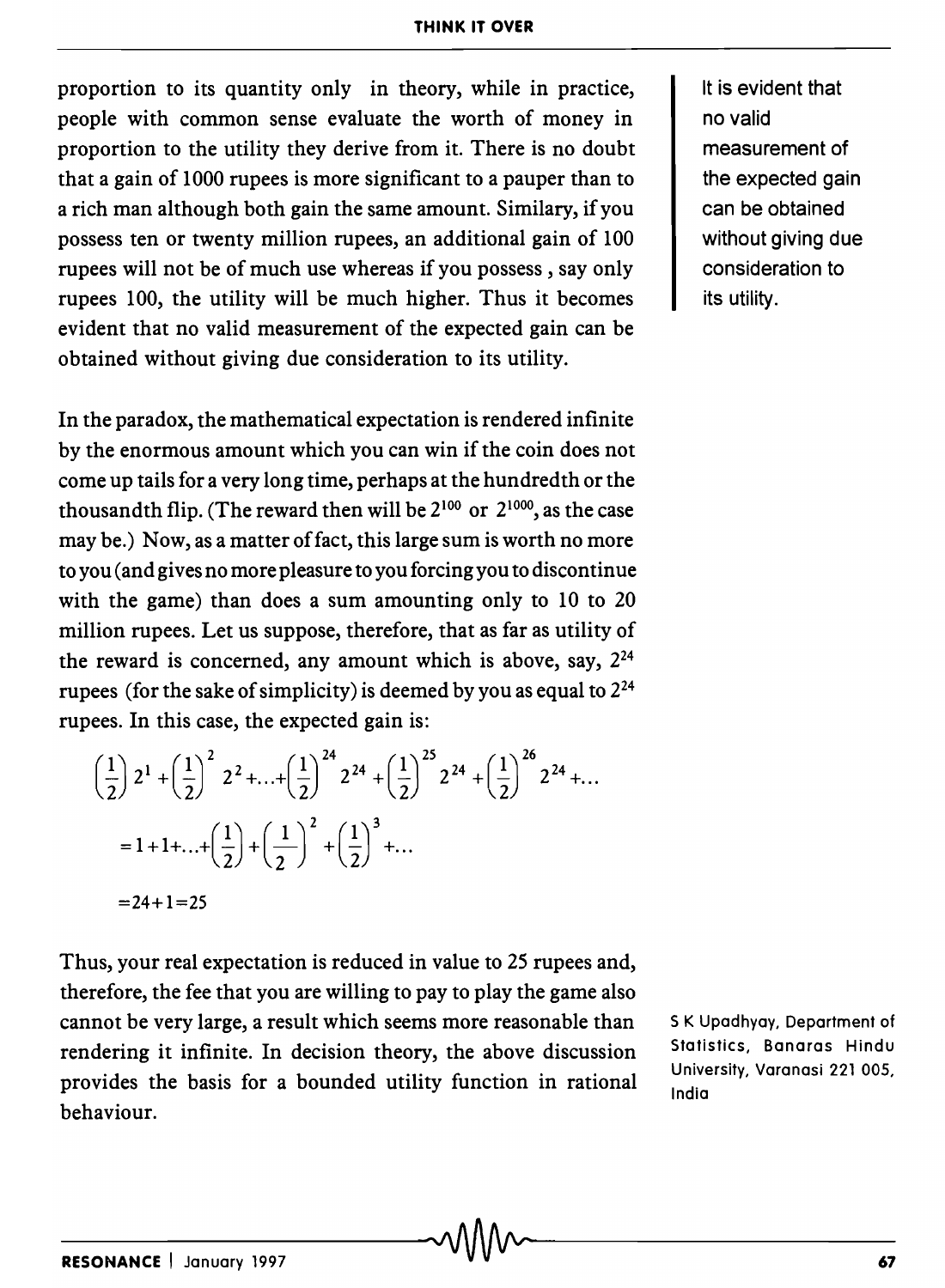proportion to its quantity only in theory, while in practice, people with common sense evaluate the worth of money in proportion to the utility they derive from it. There is no doubt that a gain of 1000 rupees is more significant to a pauper than to a rich man although both gain the same amount. Similary, if you possess ten or twenty million rupees, an additional gain of 100 rupees will not be of much use whereas if you possess , say only rupees 100, the utility will be much higher. Thus it becomes evident that no valid measurement of the expected gain can be obtained without giving due consideration to its utility.

It is evident that no valid measurement of the expected gain can be obtained without giving due consideration to its utility.

In the paradox, the mathematical expectation is rendered infinite by the enormous amount which you can win if the coin does not come up tails for a very long time, perhaps at the hundredth or the thousandth flip. (The reward then will be $2^{100}$ or $2^{1000}$, as the case may be.) Now, as a matter of fact, this large sum is worth no more to you (and gives no more pleasure to you forcing you to discontinue with the game) than does a sum amounting only to 10 to 20 million rupees. Let us suppose, therefore, that as far as utility of the reward is concerned, any amount which is above, say, $2^{24}$ rupees (for the sake of simplicity) is deemed by you as equal to $2^{24}$ rupees. In this case, the expected gain is:

$$\left(\frac{1}{2}\right)2^1+\left(\frac{1}{2}\right)^2 2^2+\ldots+\left(\frac{1}{2}\right)^{24}2^{24}+\left(\frac{1}{2}\right)^{25}2^{24}+\left(\frac{1}{2}\right)^{26}2^{24}+\ldots$$

$$=1+1+\ldots+\left(\frac{1}{2}\right)+\left(\frac{1}{2}\right)^2+\left(\frac{1}{2}\right)^3+\ldots$$

$$=24+1=25$$

Thus, your real expectation is reduced in value to 25 rupees and, therefore, the fee that you are willing to pay to play the game also cannot be very large, a result which seems more reasonable than rendering it infinite. In decision theory, the above discussion provides the basis for a bounded utility function in rational behaviour.

S K Upadhyay, Department of Statistics, Banaras Hindu University, Varanasi 221 005, India